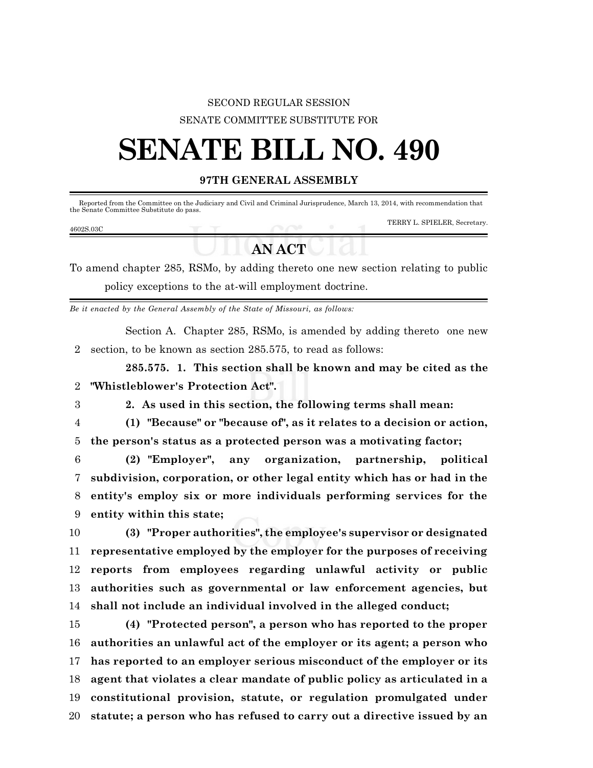SECOND REGULAR SESSION

SENATE COMMITTEE SUBSTITUTE FOR

# SENATE BILL NO. 490

## 97TH GENERAL ASSEMBLY

Reported from the Committee on the Judiciary and Civil and Criminal Jurisprudence, March 13, 2014, with recommendation that the Senate Committee Substitute do pass.

TERRY L. SPIELER, Secretary.

4602S.03C

## AN ACT

To amend chapter 285, RSMo, by adding thereto one new section relating to public policy exceptions to the at-will employment doctrine.

*Be it enacted by the General Assembly of the State of Missouri, as follows:*

Section A. Chapter 285, RSMo, is amended by adding thereto one new section, to be known as section 285.575, to read as follows:

**285.575. 1. This section shall be known and may be cited as the "Whistleblower's Protection Act".**

**2. As used in this section, the following terms shall mean:**

**(1) "Because" or "because of", as it relates to a decision or action, the person's status as a protected person was a motivating factor;**

**(2) "Employer", any organization, partnership, political subdivision, corporation, or other legal entity which has or had in the entity's employ six or more individuals performing services for the entity within this state;**

**(3) "Proper authorities", the employee's supervisor or designated representative employed by the employer for the purposes of receiving reports from employees regarding unlawful activity or public authorities such as governmental or law enforcement agencies, but shall not include an individual involved in the alleged conduct;**

**(4) "Protected person", a person who has reported to the proper authorities an unlawful act of the employer or its agent; a person who has reported to an employer serious misconduct of the employer or its agent that violates a clear mandate of public policy as articulated in a constitutional provision, statute, or regulation promulgated under statute; a person who has refused to carry out a directive issued by an**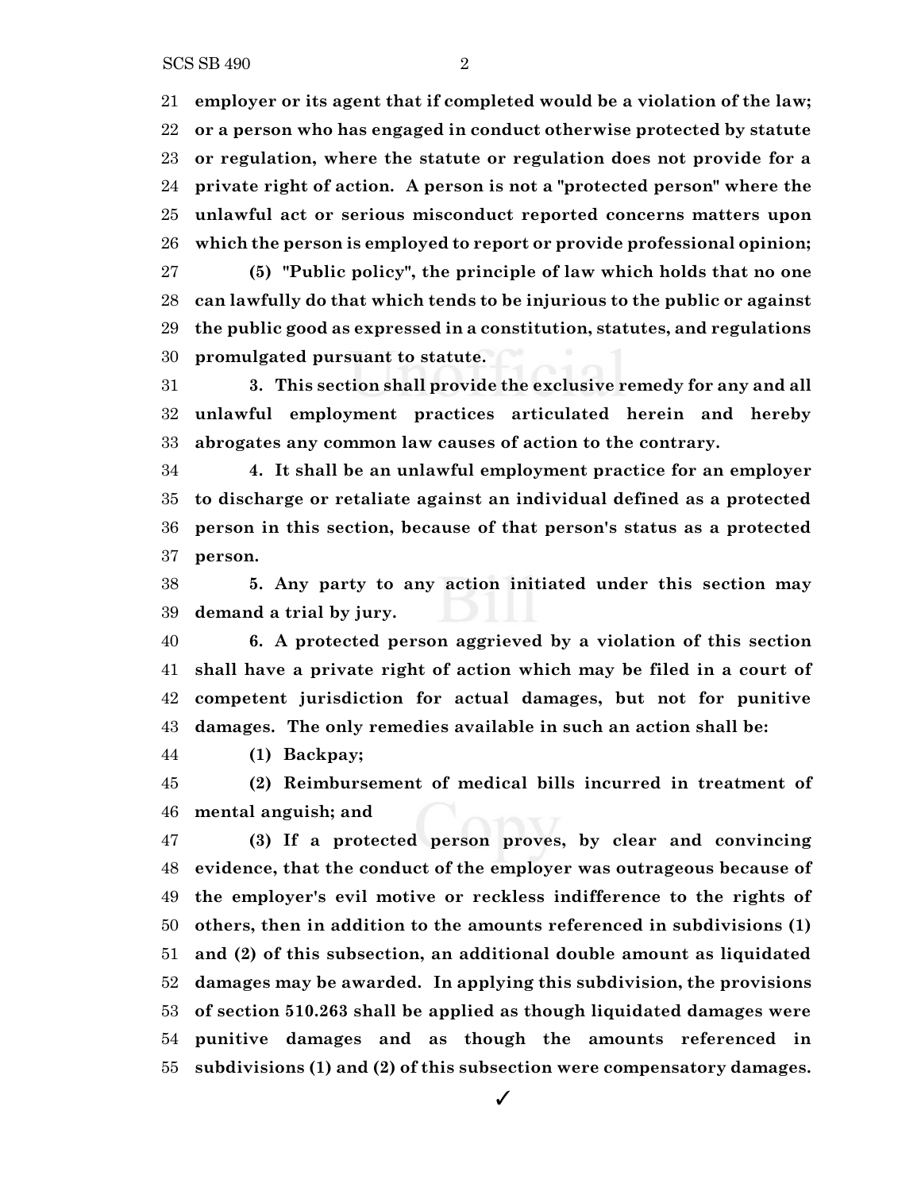**employer or its agent that if completed would be a violation of the law; or a person who has engaged in conduct otherwise protected by statute or regulation, where the statute or regulation does not provide for a private right of action. A person is not a "protected person" where the unlawful act or serious misconduct reported concerns matters upon which the person is employed to report or provide professional opinion;**

**(5) "Public policy", the principle of law which holds that no one can lawfully do that which tends to be injurious to the public or against the public good as expressed in a constitution, statutes, and regulations promulgated pursuant to statute.**

**3. This section shall provide the exclusive remedy for any and all unlawful employment practices articulated herein and hereby abrogates any common law causes of action to the contrary.**

**4. It shall be an unlawful employment practice for an employer to discharge or retaliate against an individual defined as a protected person in this section, because of that person's status as a protected person.**

**5. Any party to any action initiated under this section may demand a trial by jury.**

**6. A protected person aggrieved by a violation of this section shall have a private right of action which may be filed in a court of competent jurisdiction for actual damages, but not for punitive damages. The only remedies available in such an action shall be:**

**(1) Backpay;**

**(2) Reimbursement of medical bills incurred in treatment of mental anguish; and**

**(3) If a protected person proves, by clear and convincing evidence, that the conduct of the employer was outrageous because of the employer's evil motive or reckless indifference to the rights of others, then in addition to the amounts referenced in subdivisions (1) and (2) of this subsection, an additional double amount as liquidated damages may be awarded. In applying this subdivision, the provisions of section 510.263 shall be applied as though liquidated damages were punitive damages and as though the amounts referenced in subdivisions (1) and (2) of this subsection were compensatory damages.**

✓